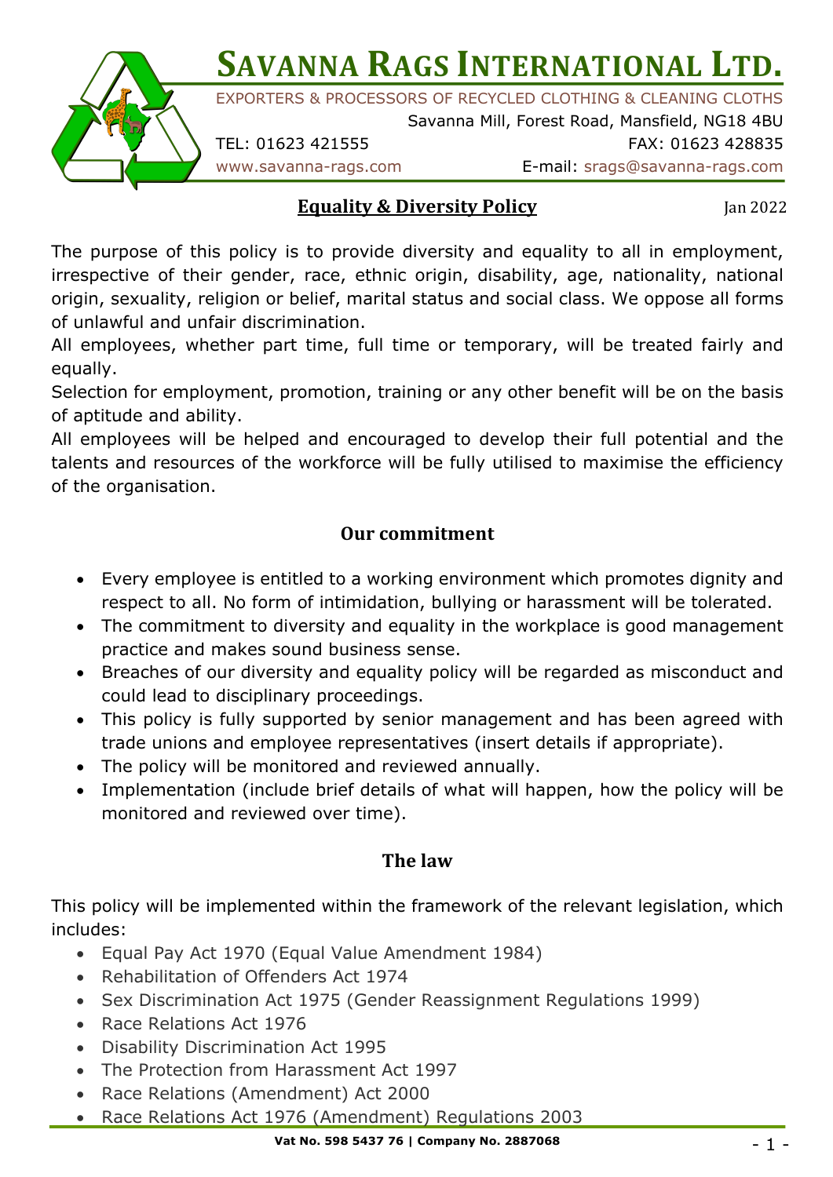# SAVANNA RAGS INTERNATIONAL LTD.

EXPORTERS & PROCESSORS OF RECYCLED CLOTHING & CLEANING CLOTHS

Savanna Mill, Forest Road, Mansfield, NG18 4BU

TEL: 01623 421555 FAX: 01623 428835

www.savanna-rags.com E-mail: srags@savanna-rags.com

## Equality & Diversity Policy

Jan 2022

The purpose of this policy is to provide diversity and equality to all in employment, irrespective of their gender, race, ethnic origin, disability, age, nationality, national origin, sexuality, religion or belief, marital status and social class. We oppose all forms of unlawful and unfair discrimination.

All employees, whether part time, full time or temporary, will be treated fairly and equally.

Selection for employment, promotion, training or any other benefit will be on the basis of aptitude and ability.

All employees will be helped and encouraged to develop their full potential and the talents and resources of the workforce will be fully utilised to maximise the efficiency of the organisation.

### Our commitment

- Every employee is entitled to a working environment which promotes dignity and respect to all. No form of intimidation, bullying or harassment will be tolerated.
- The commitment to diversity and equality in the workplace is good management practice and makes sound business sense.
- Breaches of our diversity and equality policy will be regarded as misconduct and could lead to disciplinary proceedings.
- This policy is fully supported by senior management and has been agreed with trade unions and employee representatives (insert details if appropriate).
- The policy will be monitored and reviewed annually.
- Implementation (include brief details of what will happen, how the policy will be monitored and reviewed over time).

### The law

This policy will be implemented within the framework of the relevant legislation, which includes:

- Equal Pay Act 1970 (Equal Value Amendment 1984)
- Rehabilitation of Offenders Act 1974
- Sex Discrimination Act 1975 (Gender Reassignment Regulations 1999)
- Race Relations Act 1976
- Disability Discrimination Act 1995
- The Protection from Harassment Act 1997
- Race Relations (Amendment) Act 2000
- Race Relations Act 1976 (Amendment) Regulations 2003

Vat No. 598 5437 76 | Company No. 2887068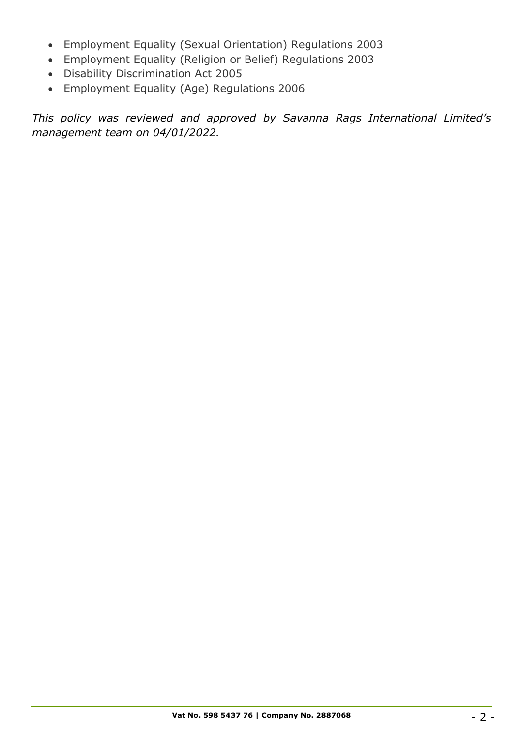- Employment Equality (Sexual Orientation) Regulations 2003
- Employment Equality (Religion or Belief) Regulations 2003
- Disability Discrimination Act 2005
- Employment Equality (Age) Regulations 2006

*This policy was reviewed and approved by Savanna Rags International Limited's management team on 04/01/2022.*